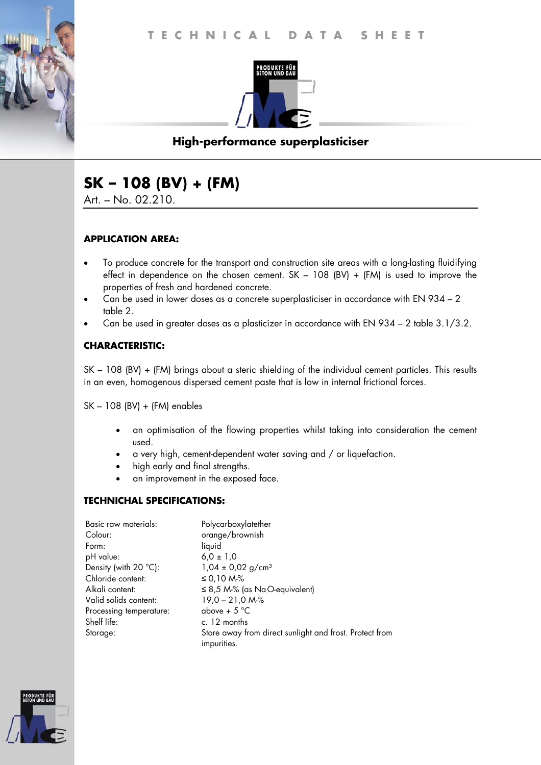TECHNICAL DATA SHEET

PRODUKTE FÜR BETON UND BAU

**High-performance superplasticiser**

# SK – 108 (BV) + (FM)

Art. – No. 02.210.

### APPLICATION AREA:

- To produce concrete for the transport and construction site areas with a long-lasting fluidifying effect in dependence on the chosen cement. SK – 108 (BV) + (FM) is used to improve the properties of fresh and hardened concrete.
- Can be used in lower doses as a concrete superplasticiser in accordance with EN 934 – 2 table 2.
- Can be used in greater doses as a plasticizer in accordance with EN 934 – 2 table 3.1/3.2.

### CHARACTERISTIC:

SK – 108 (BV) + (FM) brings about a steric shielding of the individual cement particles. This results in an even, homogenous dispersed cement paste that is low in internal frictional forces.

SK – 108 (BV) + (FM) enables

- an optimisation of the flowing properties whilst taking into consideration the cement used.
- a very high, cement-dependent water saving and / or liquefaction.
- high early and final strengths.
- an improvement in the exposed face.

### TECHNICHAL SPECIFICATIONS:

| | |
|---|---|
| Basic raw materials: | Polycarboxylatether |
| Colour: | orange/brownish |
| Form: | liquid |
| pH value: | 6,0 ± 1,0 |
| Density (with 20 °C): | 1,04 ± 0,02 g/cm³ |
| Chloride content: | ≤ 0,10 M-% |
| Alkali content: | ≤ 8,5 M-% (as $Na_2O$-equivalent) |
| Valid solids content: | 19,0 – 21,0 M-% |
| Processing temperature: | above + 5 °C |
| Shelf life: | c. 12 months |
| Storage: | Store away from direct sunlight and frost. Protect from impurities. |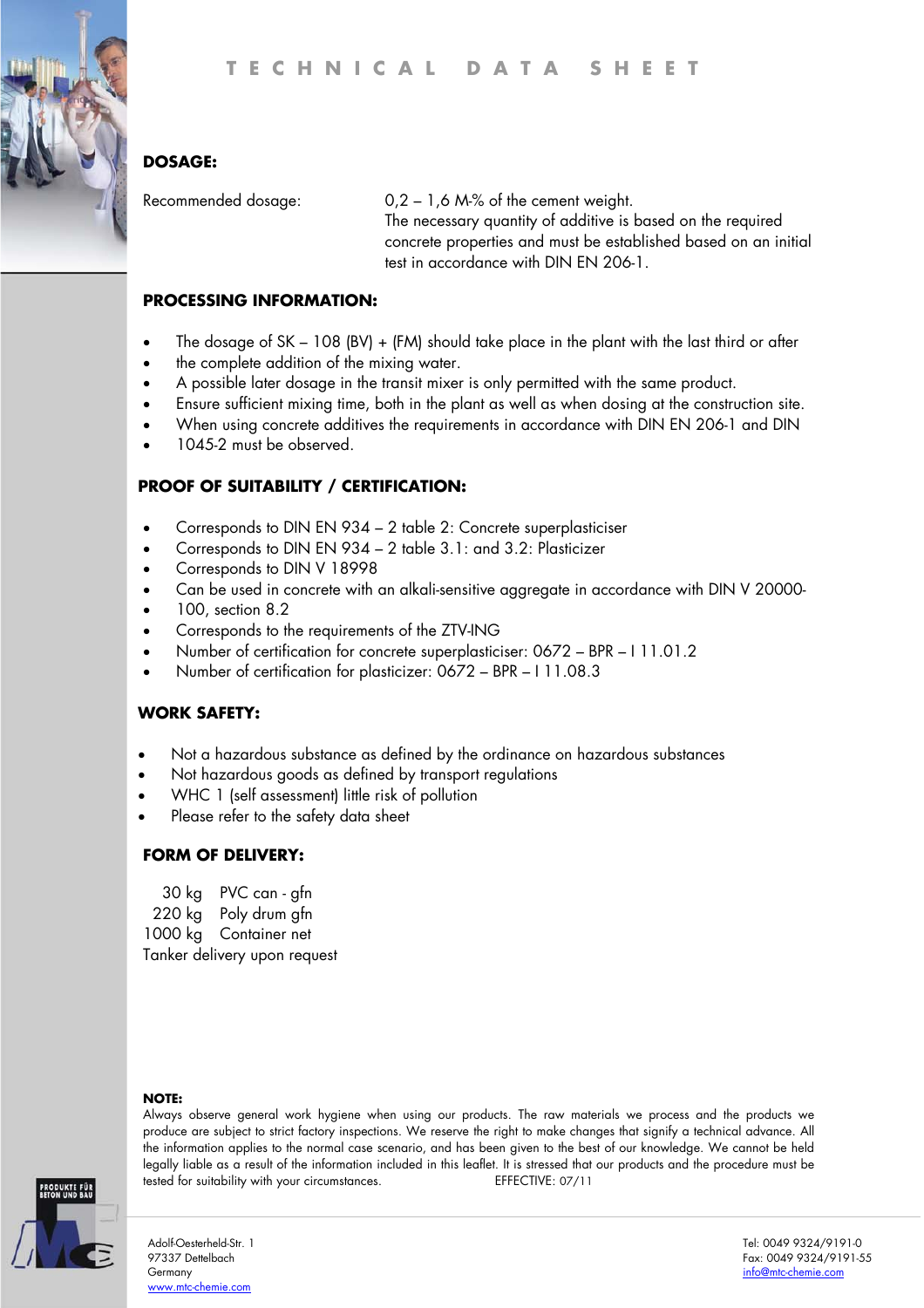**DOSAGE:**

Recommended dosage: 0,2 – 1,6 M-% of the cement weight.
The necessary quantity of additive is based on the required concrete properties and must be established based on an initial test in accordance with DIN EN 206-1.

**PROCESSING INFORMATION:**

- The dosage of SK – 108 (BV) + (FM) should take place in the plant with the last third or after
- the complete addition of the mixing water.
- A possible later dosage in the transit mixer is only permitted with the same product.
- Ensure sufficient mixing time, both in the plant as well as when dosing at the construction site.
- When using concrete additives the requirements in accordance with DIN EN 206-1 and DIN
- 1045-2 must be observed.

**PROOF OF SUITABILITY / CERTIFICATION:**

- Corresponds to DIN EN 934 – 2 table 2: Concrete superplasticiser
- Corresponds to DIN EN 934 – 2 table 3.1: and 3.2: Plasticizer
- Corresponds to DIN V 18998
- Can be used in concrete with an alkali-sensitive aggregate in accordance with DIN V 20000-
- 100, section 8.2
- Corresponds to the requirements of the ZTV-ING
- Number of certification for concrete superplasticiser: 0672 – BPR – I 11.01.2
- Number of certification for plasticizer: 0672 – BPR – I 11.08.3

**WORK SAFETY:**

- Not a hazardous substance as defined by the ordinance on hazardous substances
- Not hazardous goods as defined by transport regulations
- WHC 1 (self assessment) little risk of pollution
- Please refer to the safety data sheet

**FORM OF DELIVERY:**

30 kg PVC can - gfn
220 kg Poly drum gfn
1000 kg Container net
Tanker delivery upon request

**NOTE:**
Always observe general work hygiene when using our products. The raw materials we process and the products we produce are subject to strict factory inspections. We reserve the right to make changes that signify a technical advance. All the information applies to the normal case scenario, and has been given to the best of our knowledge. We cannot be held legally liable as a result of the information included in this leaflet. It is stressed that our products and the procedure must be tested for suitability with your circumstances. EFFECTIVE: 07/11

Adolf-Oesterheld-Str. 1
97337 Dettelbach
Germany
www.mtc-chemie.com

Tel: 0049 9324/9191-0
Fax: 0049 9324/9191-55
info@mtc-chemie.com